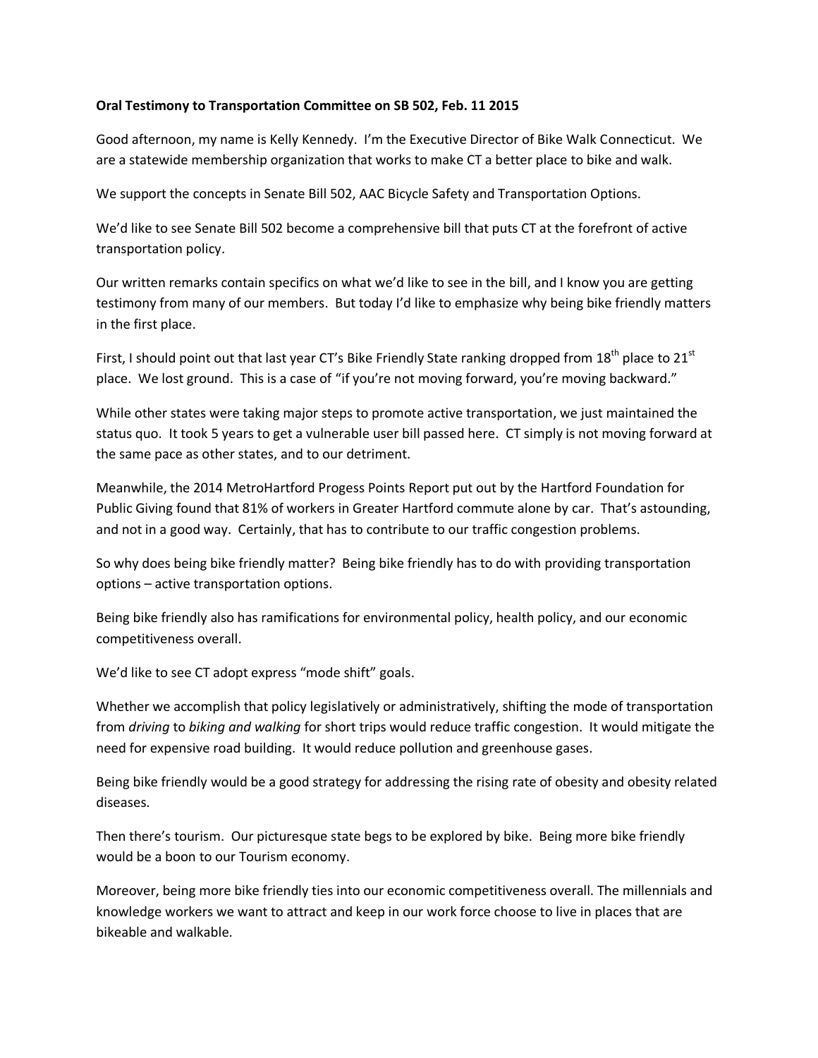**Oral Testimony to Transportation Committee on SB 502, Feb. 11 2015**

Good afternoon, my name is Kelly Kennedy. I'm the Executive Director of Bike Walk Connecticut. We are a statewide membership organization that works to make CT a better place to bike and walk.

We support the concepts in Senate Bill 502, AAC Bicycle Safety and Transportation Options.

We'd like to see Senate Bill 502 become a comprehensive bill that puts CT at the forefront of active transportation policy.

Our written remarks contain specifics on what we'd like to see in the bill, and I know you are getting testimony from many of our members. But today I'd like to emphasize why being bike friendly matters in the first place.

First, I should point out that last year CT's Bike Friendly State ranking dropped from 18th place to 21st place. We lost ground. This is a case of "if you're not moving forward, you're moving backward."

While other states were taking major steps to promote active transportation, we just maintained the status quo. It took 5 years to get a vulnerable user bill passed here. CT simply is not moving forward at the same pace as other states, and to our detriment.

Meanwhile, the 2014 MetroHartford Progess Points Report put out by the Hartford Foundation for Public Giving found that 81% of workers in Greater Hartford commute alone by car. That's astounding, and not in a good way. Certainly, that has to contribute to our traffic congestion problems.

So why does being bike friendly matter? Being bike friendly has to do with providing transportation options – active transportation options.

Being bike friendly also has ramifications for environmental policy, health policy, and our economic competitiveness overall.

We'd like to see CT adopt express "mode shift" goals.

Whether we accomplish that policy legislatively or administratively, shifting the mode of transportation from *driving* to *biking and walking* for short trips would reduce traffic congestion. It would mitigate the need for expensive road building. It would reduce pollution and greenhouse gases.

Being bike friendly would be a good strategy for addressing the rising rate of obesity and obesity related diseases.

Then there's tourism. Our picturesque state begs to be explored by bike. Being more bike friendly would be a boon to our Tourism economy.

Moreover, being more bike friendly ties into our economic competitiveness overall. The millennials and knowledge workers we want to attract and keep in our work force choose to live in places that are bikeable and walkable.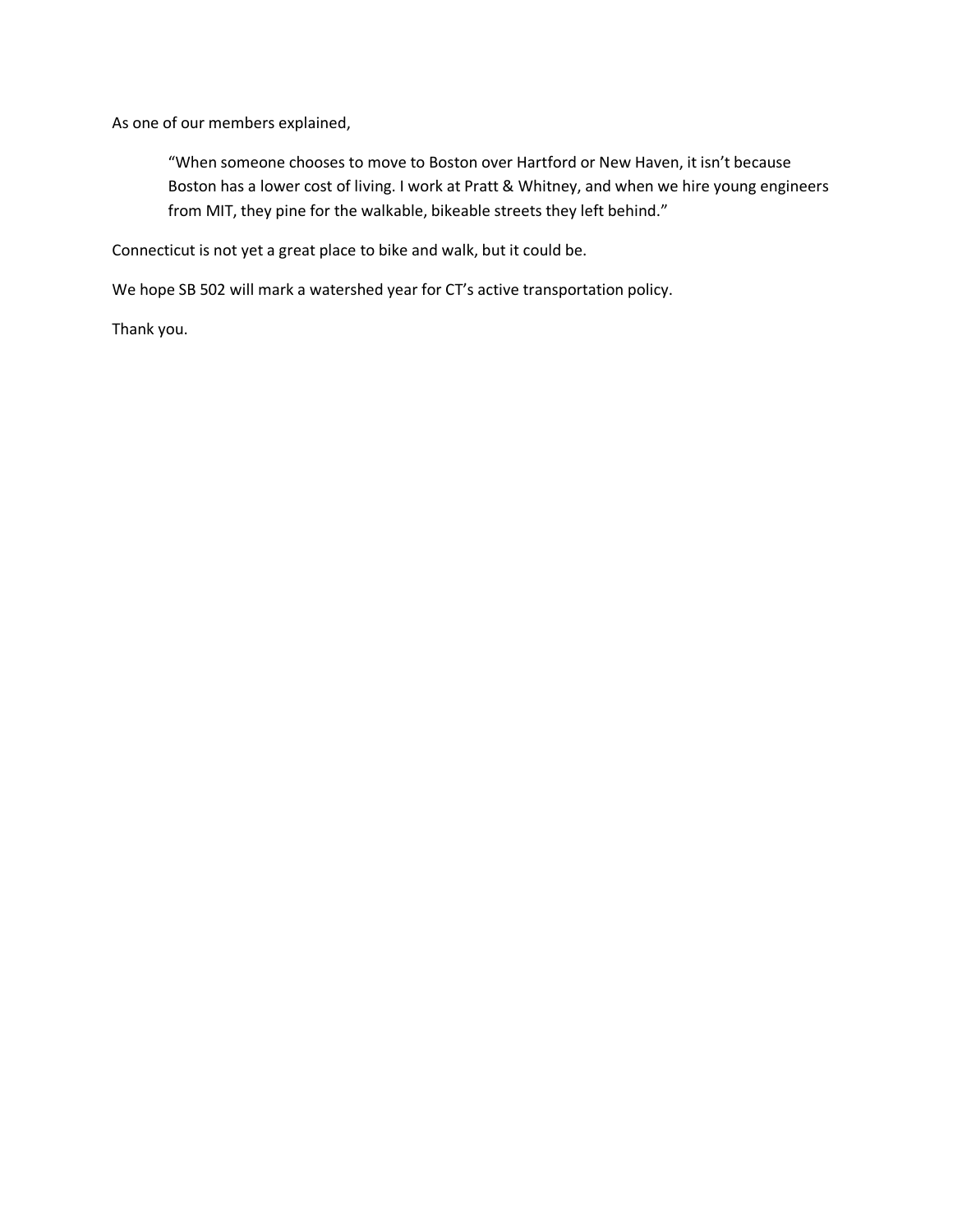As one of our members explained,

> "When someone chooses to move to Boston over Hartford or New Haven, it isn't because Boston has a lower cost of living. I work at Pratt & Whitney, and when we hire young engineers from MIT, they pine for the walkable, bikeable streets they left behind."

Connecticut is not yet a great place to bike and walk, but it could be.

We hope SB 502 will mark a watershed year for CT's active transportation policy.

Thank you.